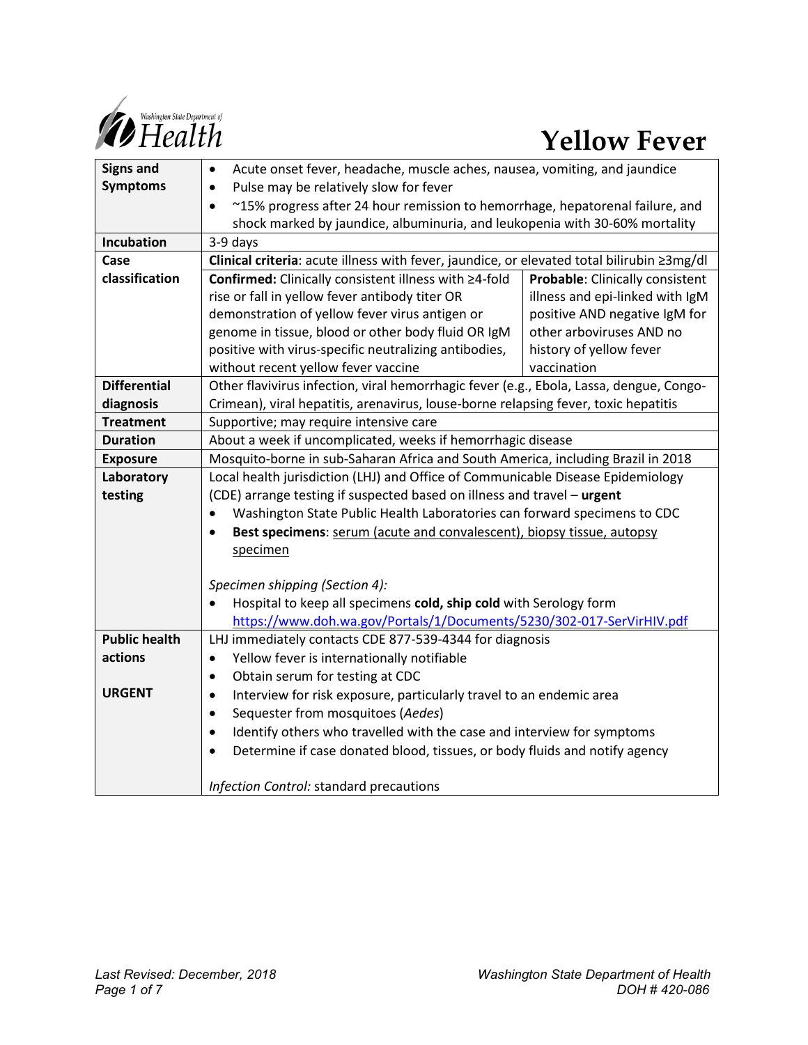# Yellow Fever

| | |
|---|---|
| **Signs and Symptoms** | • Acute onset fever, headache, muscle aches, nausea, vomiting, and jaundice<br>• Pulse may be relatively slow for fever<br>• ~15% progress after 24 hour remission to hemorrhage, hepatorenal failure, and shock marked by jaundice, albuminuria, and leukopenia with 30-60% mortality |
| **Incubation** | 3-9 days |
| **Case classification** | **Clinical criteria**: acute illness with fever, jaundice, or elevated total bilirubin ≥3mg/dl<br><br>**Confirmed:** Clinically consistent illness with ≥4-fold rise or fall in yellow fever antibody titer OR demonstration of yellow fever virus antigen or genome in tissue, blood or other body fluid OR IgM positive with virus-specific neutralizing antibodies, without recent yellow fever vaccine<br><br>**Probable**: Clinically consistent illness and epi-linked with IgM positive AND negative IgM for other arboviruses AND no history of yellow fever vaccination |
| **Differential diagnosis** | Other flavivirus infection, viral hemorrhagic fever (e.g., Ebola, Lassa, dengue, Congo-Crimean), viral hepatitis, arenavirus, louse-borne relapsing fever, toxic hepatitis |
| **Treatment** | Supportive; may require intensive care |
| **Duration** | About a week if uncomplicated, weeks if hemorrhagic disease |
| **Exposure** | Mosquito-borne in sub-Saharan Africa and South America, including Brazil in 2018 |
| **Laboratory testing** | Local health jurisdiction (LHJ) and Office of Communicable Disease Epidemiology (CDE) arrange testing if suspected based on illness and travel – **urgent**<br>• Washington State Public Health Laboratories can forward specimens to CDC<br>• **Best specimens**: serum (acute and convalescent), biopsy tissue, autopsy specimen<br><br>*Specimen shipping (Section 4):*<br>• Hospital to keep all specimens **cold, ship cold** with Serology form https://www.doh.wa.gov/Portals/1/Documents/5230/302-017-SerVirHIV.pdf |
| **Public health actions**<br><br>**URGENT** | LHJ immediately contacts CDE 877-539-4344 for diagnosis<br>• Yellow fever is internationally notifiable<br>• Obtain serum for testing at CDC<br>• Interview for risk exposure, particularly travel to an endemic area<br>• Sequester from mosquitoes (*Aedes*)<br>• Identify others who travelled with the case and interview for symptoms<br>• Determine if case donated blood, tissues, or body fluids and notify agency<br><br>*Infection Control:* standard precautions |

*Last Revised: December, 2018*

Washington State Department of Health
DOH # 420-086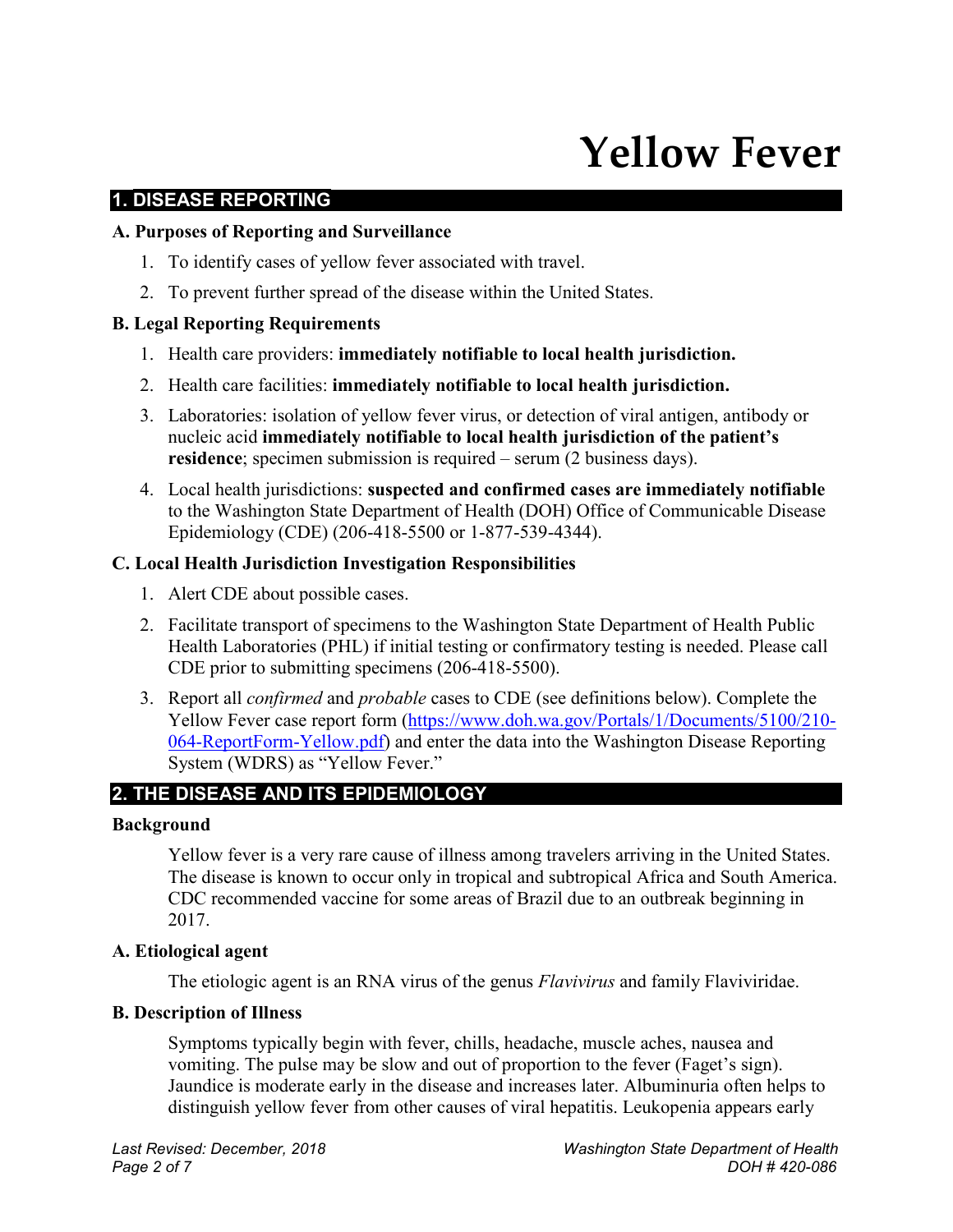# Yellow Fever

## 1. DISEASE REPORTING

### A. Purposes of Reporting and Surveillance

1. To identify cases of yellow fever associated with travel.
2. To prevent further spread of the disease within the United States.

### B. Legal Reporting Requirements

1. Health care providers: **immediately notifiable to local health jurisdiction.**
2. Health care facilities: **immediately notifiable to local health jurisdiction.**
3. Laboratories: isolation of yellow fever virus, or detection of viral antigen, antibody or nucleic acid **immediately notifiable to local health jurisdiction of the patient's residence**; specimen submission is required – serum (2 business days).
4. Local health jurisdictions: **suspected and confirmed cases are immediately notifiable** to the Washington State Department of Health (DOH) Office of Communicable Disease Epidemiology (CDE) (206-418-5500 or 1-877-539-4344).

### C. Local Health Jurisdiction Investigation Responsibilities

1. Alert CDE about possible cases.
2. Facilitate transport of specimens to the Washington State Department of Health Public Health Laboratories (PHL) if initial testing or confirmatory testing is needed. Please call CDE prior to submitting specimens (206-418-5500).
3. Report all *confirmed* and *probable* cases to CDE (see definitions below). Complete the Yellow Fever case report form (https://www.doh.wa.gov/Portals/1/Documents/5100/210-064-ReportForm-Yellow.pdf) and enter the data into the Washington Disease Reporting System (WDRS) as "Yellow Fever."

## 2. THE DISEASE AND ITS EPIDEMIOLOGY

### Background

Yellow fever is a very rare cause of illness among travelers arriving in the United States. The disease is known to occur only in tropical and subtropical Africa and South America. CDC recommended vaccine for some areas of Brazil due to an outbreak beginning in 2017.

### A. Etiological agent

The etiologic agent is an RNA virus of the genus *Flavivirus* and family Flaviviridae.

### B. Description of Illness

Symptoms typically begin with fever, chills, headache, muscle aches, nausea and vomiting. The pulse may be slow and out of proportion to the fever (Faget's sign). Jaundice is moderate early in the disease and increases later. Albuminuria often helps to distinguish yellow fever from other causes of viral hepatitis. Leukopenia appears early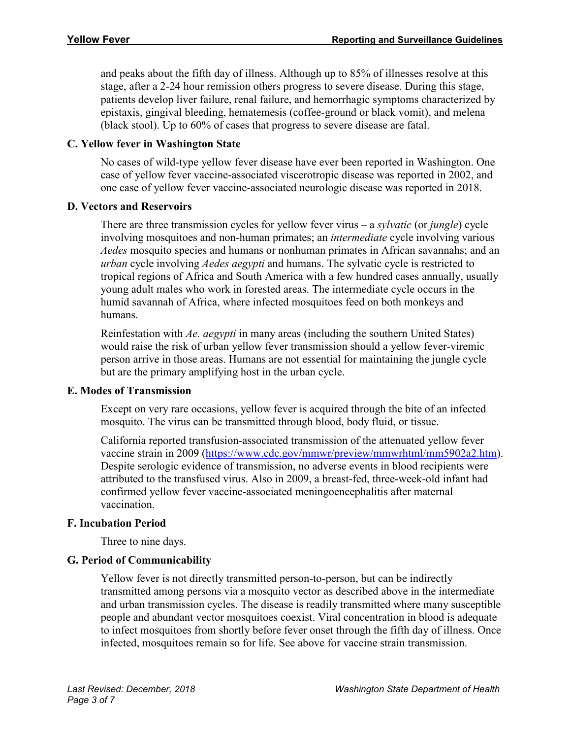and peaks about the fifth day of illness. Although up to 85% of illnesses resolve at this stage, after a 2-24 hour remission others progress to severe disease. During this stage, patients develop liver failure, renal failure, and hemorrhagic symptoms characterized by epistaxis, gingival bleeding, hematemesis (coffee-ground or black vomit), and melena (black stool). Up to 60% of cases that progress to severe disease are fatal.

### C. Yellow fever in Washington State

No cases of wild-type yellow fever disease have ever been reported in Washington. One case of yellow fever vaccine-associated viscerotropic disease was reported in 2002, and one case of yellow fever vaccine-associated neurologic disease was reported in 2018.

### D. Vectors and Reservoirs

There are three transmission cycles for yellow fever virus – a *sylvatic* (or *jungle*) cycle involving mosquitoes and non-human primates; an *intermediate* cycle involving various *Aedes* mosquito species and humans or nonhuman primates in African savannahs; and an *urban* cycle involving *Aedes aegypti* and humans. The sylvatic cycle is restricted to tropical regions of Africa and South America with a few hundred cases annually, usually young adult males who work in forested areas. The intermediate cycle occurs in the humid savannah of Africa, where infected mosquitoes feed on both monkeys and humans.

Reinfestation with *Ae. aegypti* in many areas (including the southern United States) would raise the risk of urban yellow fever transmission should a yellow fever-viremic person arrive in those areas. Humans are not essential for maintaining the jungle cycle but are the primary amplifying host in the urban cycle.

### E. Modes of Transmission

Except on very rare occasions, yellow fever is acquired through the bite of an infected mosquito. The virus can be transmitted through blood, body fluid, or tissue.

California reported transfusion-associated transmission of the attenuated yellow fever vaccine strain in 2009 (https://www.cdc.gov/mmwr/preview/mmwrhtml/mm5902a2.htm). Despite serologic evidence of transmission, no adverse events in blood recipients were attributed to the transfused virus. Also in 2009, a breast-fed, three-week-old infant had confirmed yellow fever vaccine-associated meningoencephalitis after maternal vaccination.

### F. Incubation Period

Three to nine days.

### G. Period of Communicability

Yellow fever is not directly transmitted person-to-person, but can be indirectly transmitted among persons via a mosquito vector as described above in the intermediate and urban transmission cycles. The disease is readily transmitted where many susceptible people and abundant vector mosquitoes coexist. Viral concentration in blood is adequate to infect mosquitoes from shortly before fever onset through the fifth day of illness. Once infected, mosquitoes remain so for life. See above for vaccine strain transmission.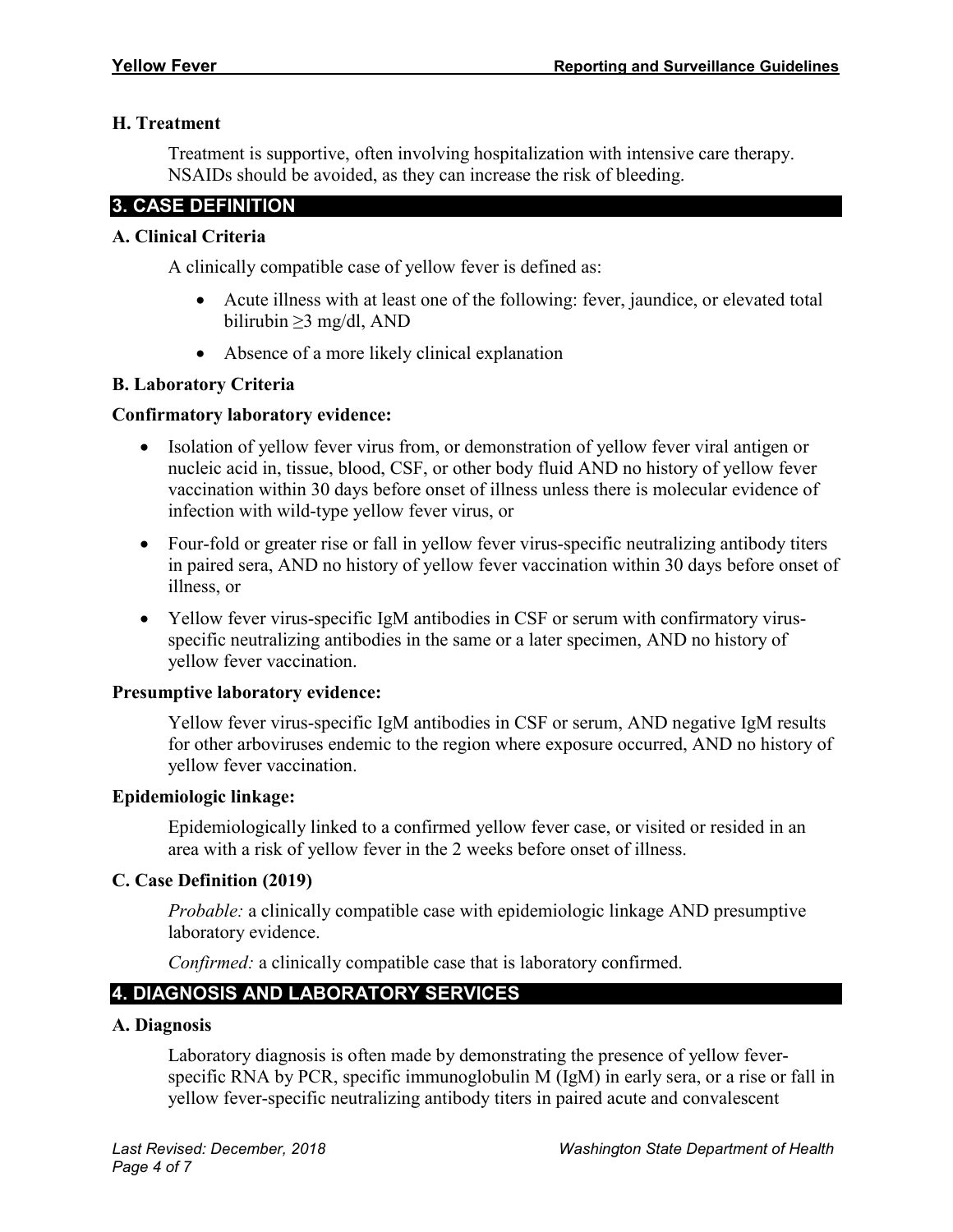### H. Treatment

Treatment is supportive, often involving hospitalization with intensive care therapy. NSAIDs should be avoided, as they can increase the risk of bleeding.

## 3. CASE DEFINITION

### A. Clinical Criteria

A clinically compatible case of yellow fever is defined as:

- Acute illness with at least one of the following: fever, jaundice, or elevated total bilirubin ≥3 mg/dl, AND
- Absence of a more likely clinical explanation

### B. Laboratory Criteria

**Confirmatory laboratory evidence:**

- Isolation of yellow fever virus from, or demonstration of yellow fever viral antigen or nucleic acid in, tissue, blood, CSF, or other body fluid AND no history of yellow fever vaccination within 30 days before onset of illness unless there is molecular evidence of infection with wild-type yellow fever virus, or
- Four-fold or greater rise or fall in yellow fever virus-specific neutralizing antibody titers in paired sera, AND no history of yellow fever vaccination within 30 days before onset of illness, or
- Yellow fever virus-specific IgM antibodies in CSF or serum with confirmatory virus-specific neutralizing antibodies in the same or a later specimen, AND no history of yellow fever vaccination.

**Presumptive laboratory evidence:**

Yellow fever virus-specific IgM antibodies in CSF or serum, AND negative IgM results for other arboviruses endemic to the region where exposure occurred, AND no history of yellow fever vaccination.

**Epidemiologic linkage:**

Epidemiologically linked to a confirmed yellow fever case, or visited or resided in an area with a risk of yellow fever in the 2 weeks before onset of illness.

### C. Case Definition (2019)

*Probable:* a clinically compatible case with epidemiologic linkage AND presumptive laboratory evidence.

*Confirmed:* a clinically compatible case that is laboratory confirmed.

## 4. DIAGNOSIS AND LABORATORY SERVICES

### A. Diagnosis

Laboratory diagnosis is often made by demonstrating the presence of yellow fever-specific RNA by PCR, specific immunoglobulin M (IgM) in early sera, or a rise or fall in yellow fever-specific neutralizing antibody titers in paired acute and convalescent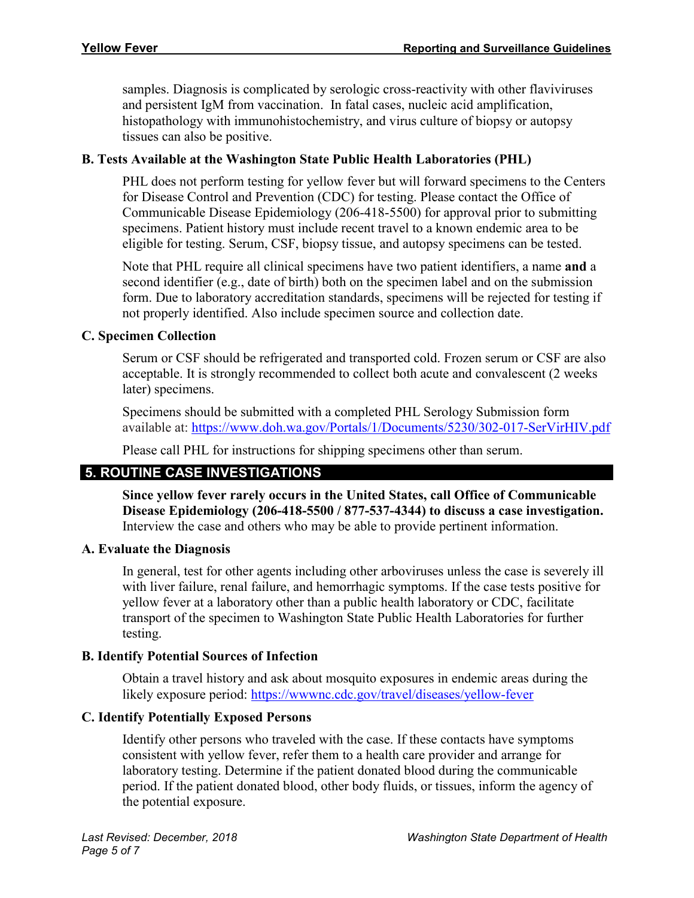samples. Diagnosis is complicated by serologic cross-reactivity with other flaviviruses and persistent IgM from vaccination. In fatal cases, nucleic acid amplification, histopathology with immunohistochemistry, and virus culture of biopsy or autopsy tissues can also be positive.

### B. Tests Available at the Washington State Public Health Laboratories (PHL)

PHL does not perform testing for yellow fever but will forward specimens to the Centers for Disease Control and Prevention (CDC) for testing. Please contact the Office of Communicable Disease Epidemiology (206-418-5500) for approval prior to submitting specimens. Patient history must include recent travel to a known endemic area to be eligible for testing. Serum, CSF, biopsy tissue, and autopsy specimens can be tested.

Note that PHL require all clinical specimens have two patient identifiers, a name **and** a second identifier (e.g., date of birth) both on the specimen label and on the submission form. Due to laboratory accreditation standards, specimens will be rejected for testing if not properly identified. Also include specimen source and collection date.

### C. Specimen Collection

Serum or CSF should be refrigerated and transported cold. Frozen serum or CSF are also acceptable. It is strongly recommended to collect both acute and convalescent (2 weeks later) specimens.

Specimens should be submitted with a completed PHL Serology Submission form available at: https://www.doh.wa.gov/Portals/1/Documents/5230/302-017-SerVirHIV.pdf

Please call PHL for instructions for shipping specimens other than serum.

## 5. ROUTINE CASE INVESTIGATIONS

**Since yellow fever rarely occurs in the United States, call Office of Communicable Disease Epidemiology (206-418-5500 / 877-537-4344) to discuss a case investigation.** Interview the case and others who may be able to provide pertinent information.

### A. Evaluate the Diagnosis

In general, test for other agents including other arboviruses unless the case is severely ill with liver failure, renal failure, and hemorrhagic symptoms. If the case tests positive for yellow fever at a laboratory other than a public health laboratory or CDC, facilitate transport of the specimen to Washington State Public Health Laboratories for further testing.

### B. Identify Potential Sources of Infection

Obtain a travel history and ask about mosquito exposures in endemic areas during the likely exposure period: https://wwwnc.cdc.gov/travel/diseases/yellow-fever

### C. Identify Potentially Exposed Persons

Identify other persons who traveled with the case. If these contacts have symptoms consistent with yellow fever, refer them to a health care provider and arrange for laboratory testing. Determine if the patient donated blood during the communicable period. If the patient donated blood, other body fluids, or tissues, inform the agency of the potential exposure.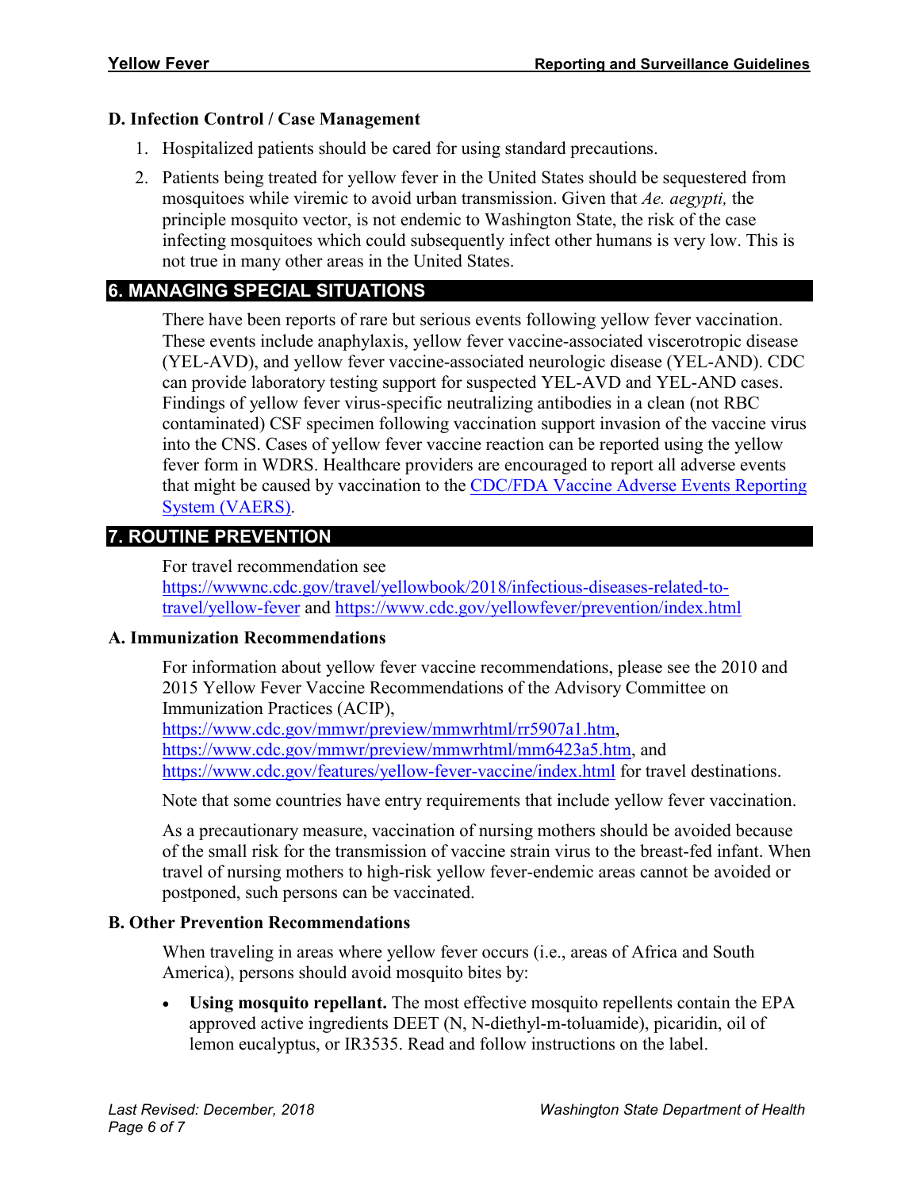### D. Infection Control / Case Management

1. Hospitalized patients should be cared for using standard precautions.
2. Patients being treated for yellow fever in the United States should be sequestered from mosquitoes while viremic to avoid urban transmission. Given that *Ae. aegypti,* the principle mosquito vector, is not endemic to Washington State, the risk of the case infecting mosquitoes which could subsequently infect other humans is very low. This is not true in many other areas in the United States.

## 6. MANAGING SPECIAL SITUATIONS

There have been reports of rare but serious events following yellow fever vaccination. These events include anaphylaxis, yellow fever vaccine-associated viscerotropic disease (YEL-AVD), and yellow fever vaccine-associated neurologic disease (YEL-AND). CDC can provide laboratory testing support for suspected YEL-AVD and YEL-AND cases. Findings of yellow fever virus-specific neutralizing antibodies in a clean (not RBC contaminated) CSF specimen following vaccination support invasion of the vaccine virus into the CNS. Cases of yellow fever vaccine reaction can be reported using the yellow fever form in WDRS. Healthcare providers are encouraged to report all adverse events that might be caused by vaccination to the [CDC/FDA Vaccine Adverse Events Reporting System (VAERS)](#).

## 7. ROUTINE PREVENTION

For travel recommendation see https://wwwnc.cdc.gov/travel/yellowbook/2018/infectious-diseases-related-to-travel/yellow-fever and https://www.cdc.gov/yellowfever/prevention/index.html

### A. Immunization Recommendations

For information about yellow fever vaccine recommendations, please see the 2010 and 2015 Yellow Fever Vaccine Recommendations of the Advisory Committee on Immunization Practices (ACIP), https://www.cdc.gov/mmwr/preview/mmwrhtml/rr5907a1.htm, https://www.cdc.gov/mmwr/preview/mmwrhtml/mm6423a5.htm, and https://www.cdc.gov/features/yellow-fever-vaccine/index.html for travel destinations.

Note that some countries have entry requirements that include yellow fever vaccination.

As a precautionary measure, vaccination of nursing mothers should be avoided because of the small risk for the transmission of vaccine strain virus to the breast-fed infant. When travel of nursing mothers to high-risk yellow fever-endemic areas cannot be avoided or postponed, such persons can be vaccinated.

### B. Other Prevention Recommendations

When traveling in areas where yellow fever occurs (i.e., areas of Africa and South America), persons should avoid mosquito bites by:

- **Using mosquito repellant.** The most effective mosquito repellents contain the EPA approved active ingredients DEET (N, N-diethyl-m-toluamide), picaridin, oil of lemon eucalyptus, or IR3535. Read and follow instructions on the label.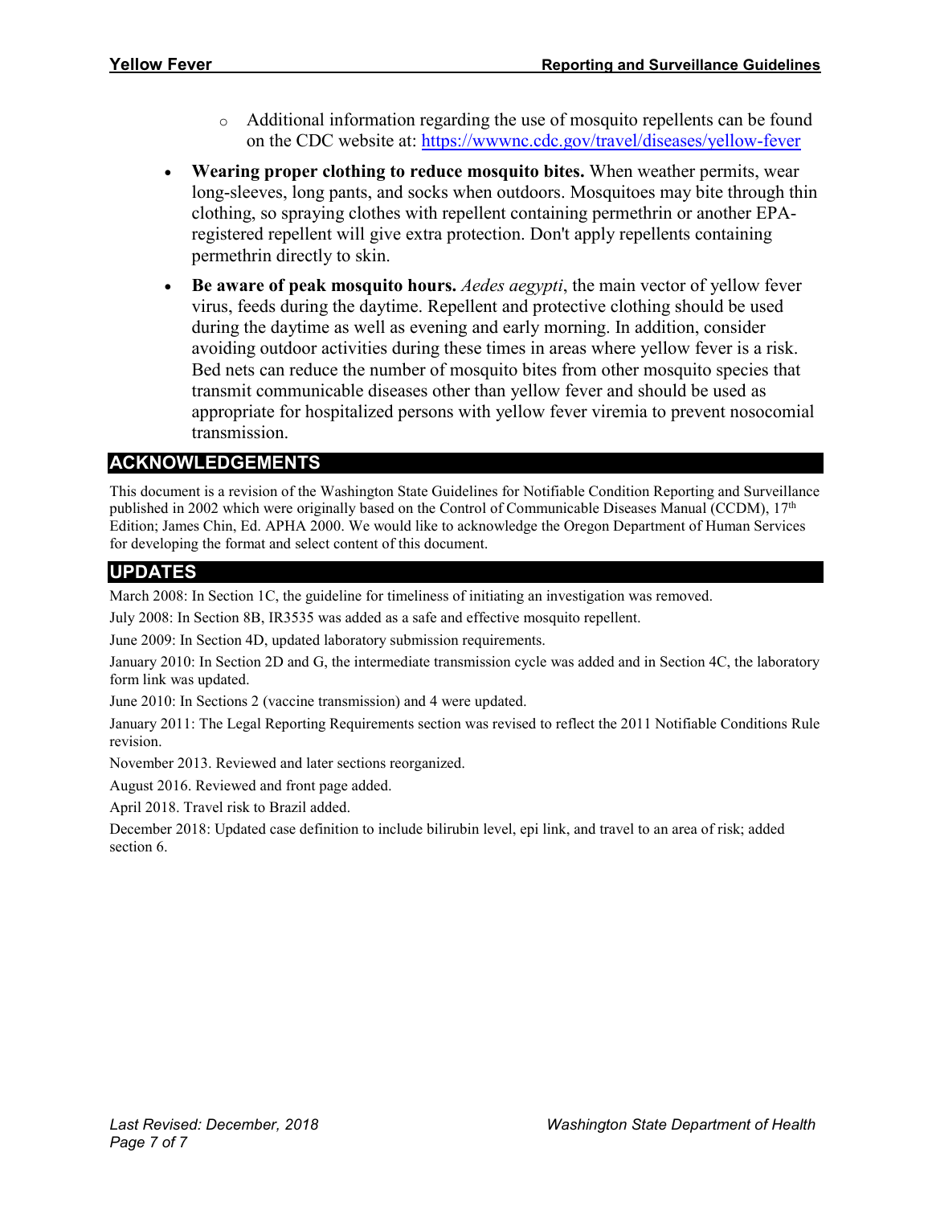- Additional information regarding the use of mosquito repellents can be found on the CDC website at: [https://wwwnc.cdc.gov/travel/diseases/yellow-fever](https://wwwnc.cdc.gov/travel/diseases/yellow-fever)

- **Wearing proper clothing to reduce mosquito bites.** When weather permits, wear long-sleeves, long pants, and socks when outdoors. Mosquitoes may bite through thin clothing, so spraying clothes with repellent containing permethrin or another EPA-registered repellent will give extra protection. Don't apply repellents containing permethrin directly to skin.
- **Be aware of peak mosquito hours.** *Aedes aegypti*, the main vector of yellow fever virus, feeds during the daytime. Repellent and protective clothing should be used during the daytime as well as evening and early morning. In addition, consider avoiding outdoor activities during these times in areas where yellow fever is a risk. Bed nets can reduce the number of mosquito bites from other mosquito species that transmit communicable diseases other than yellow fever and should be used as appropriate for hospitalized persons with yellow fever viremia to prevent nosocomial transmission.

## ACKNOWLEDGEMENTS

This document is a revision of the Washington State Guidelines for Notifiable Condition Reporting and Surveillance published in 2002 which were originally based on the Control of Communicable Diseases Manual (CCDM), 17th Edition; James Chin, Ed. APHA 2000. We would like to acknowledge the Oregon Department of Human Services for developing the format and select content of this document.

## UPDATES

March 2008: In Section 1C, the guideline for timeliness of initiating an investigation was removed.

July 2008: In Section 8B, IR3535 was added as a safe and effective mosquito repellent.

June 2009: In Section 4D, updated laboratory submission requirements.

January 2010: In Section 2D and G, the intermediate transmission cycle was added and in Section 4C, the laboratory form link was updated.

June 2010: In Sections 2 (vaccine transmission) and 4 were updated.

January 2011: The Legal Reporting Requirements section was revised to reflect the 2011 Notifiable Conditions Rule revision.

November 2013. Reviewed and later sections reorganized.

August 2016. Reviewed and front page added.

April 2018. Travel risk to Brazil added.

December 2018: Updated case definition to include bilirubin level, epi link, and travel to an area of risk; added section 6.